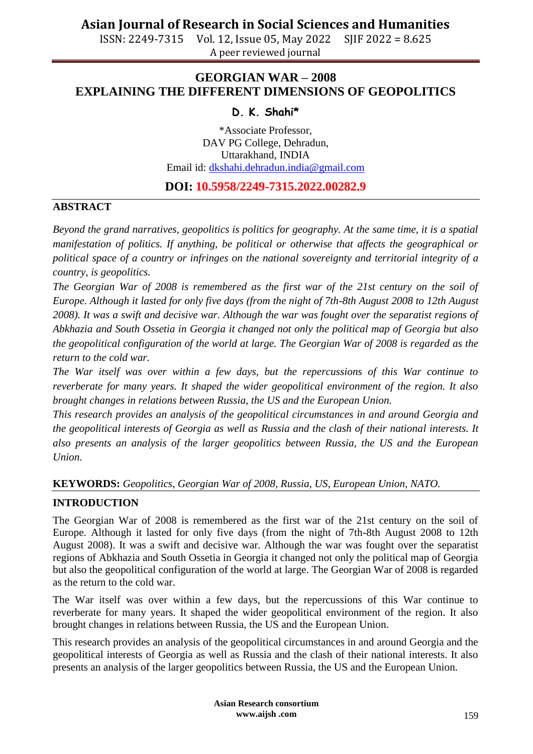# GEORGIAN WAR – 2008
# EXPLAINING THE DIFFERENT DIMENSIONS OF GEOPOLITICS

**D. K. Shahi***

*Associate Professor,
DAV PG College, Dehradun,
Uttarakhand, INDIA
Email id: dkshahi.dehradun.india@gmail.com

**DOI: 10.5958/2249-7315.2022.00282.9**

## ABSTRACT

*Beyond the grand narratives, geopolitics is politics for geography. At the same time, it is a spatial manifestation of politics. If anything, be political or otherwise that affects the geographical or political space of a country or infringes on the national sovereignty and territorial integrity of a country, is geopolitics.*

*The Georgian War of 2008 is remembered as the first war of the 21st century on the soil of Europe. Although it lasted for only five days (from the night of 7th-8th August 2008 to 12th August 2008). It was a swift and decisive war. Although the war was fought over the separatist regions of Abkhazia and South Ossetia in Georgia it changed not only the political map of Georgia but also the geopolitical configuration of the world at large. The Georgian War of 2008 is regarded as the return to the cold war.*

*The War itself was over within a few days, but the repercussions of this War continue to reverberate for many years. It shaped the wider geopolitical environment of the region. It also brought changes in relations between Russia, the US and the European Union.*

*This research provides an analysis of the geopolitical circumstances in and around Georgia and the geopolitical interests of Georgia as well as Russia and the clash of their national interests. It also presents an analysis of the larger geopolitics between Russia, the US and the European Union.*

**KEYWORDS:** *Geopolitics, Georgian War of 2008, Russia, US, European Union, NATO.*

## INTRODUCTION

The Georgian War of 2008 is remembered as the first war of the 21st century on the soil of Europe. Although it lasted for only five days (from the night of 7th-8th August 2008 to 12th August 2008). It was a swift and decisive war. Although the war was fought over the separatist regions of Abkhazia and South Ossetia in Georgia it changed not only the political map of Georgia but also the geopolitical configuration of the world at large. The Georgian War of 2008 is regarded as the return to the cold war.

The War itself was over within a few days, but the repercussions of this War continue to reverberate for many years. It shaped the wider geopolitical environment of the region. It also brought changes in relations between Russia, the US and the European Union.

This research provides an analysis of the geopolitical circumstances in and around Georgia and the geopolitical interests of Georgia as well as Russia and the clash of their national interests. It also presents an analysis of the larger geopolitics between Russia, the US and the European Union.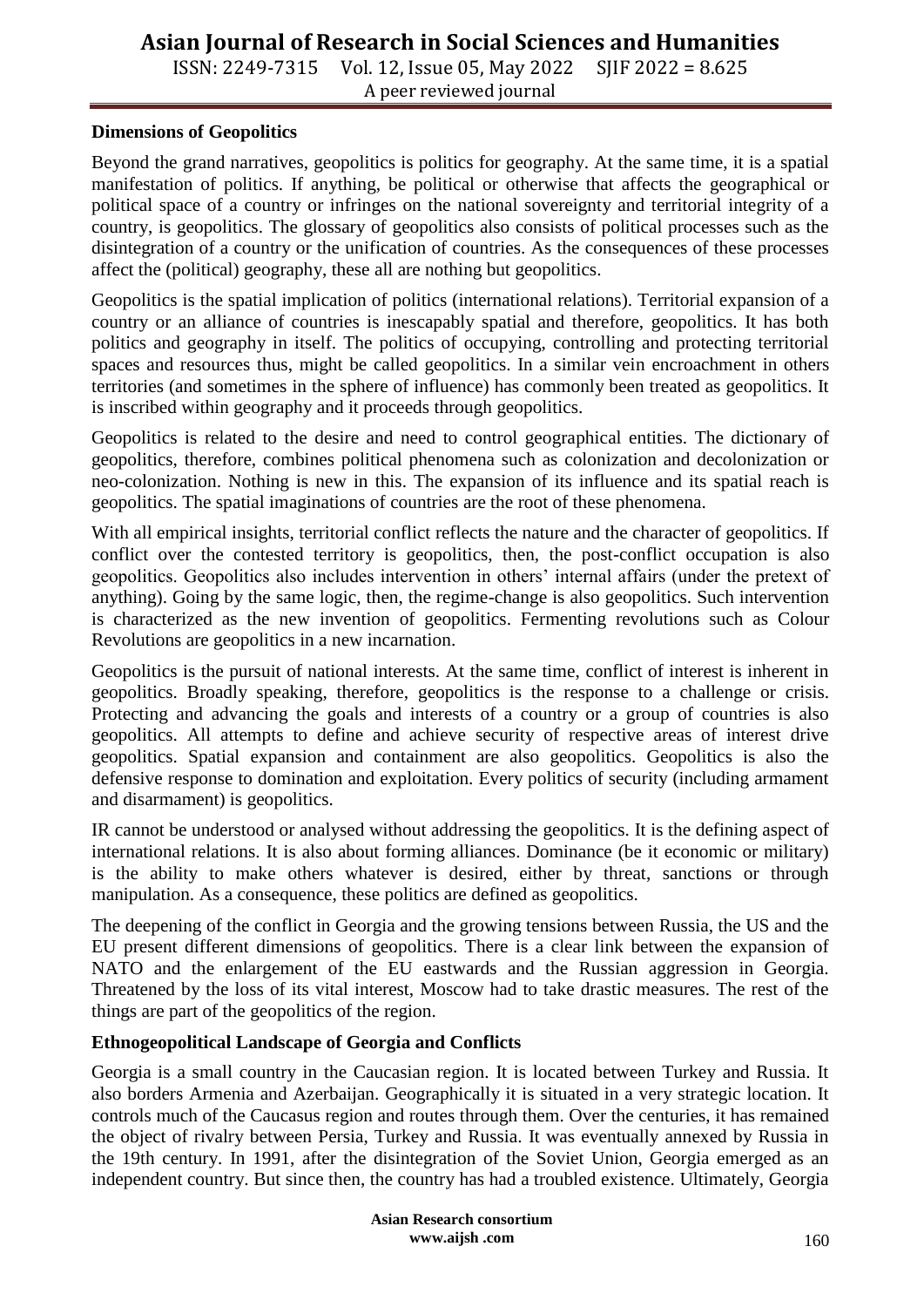**Dimensions of Geopolitics**

Beyond the grand narratives, geopolitics is politics for geography. At the same time, it is a spatial manifestation of politics. If anything, be political or otherwise that affects the geographical or political space of a country or infringes on the national sovereignty and territorial integrity of a country, is geopolitics. The glossary of geopolitics also consists of political processes such as the disintegration of a country or the unification of countries. As the consequences of these processes affect the (political) geography, these all are nothing but geopolitics.

Geopolitics is the spatial implication of politics (international relations). Territorial expansion of a country or an alliance of countries is inescapably spatial and therefore, geopolitics. It has both politics and geography in itself. The politics of occupying, controlling and protecting territorial spaces and resources thus, might be called geopolitics. In a similar vein encroachment in others territories (and sometimes in the sphere of influence) has commonly been treated as geopolitics. It is inscribed within geography and it proceeds through geopolitics.

Geopolitics is related to the desire and need to control geographical entities. The dictionary of geopolitics, therefore, combines political phenomena such as colonization and decolonization or neo-colonization. Nothing is new in this. The expansion of its influence and its spatial reach is geopolitics. The spatial imaginations of countries are the root of these phenomena.

With all empirical insights, territorial conflict reflects the nature and the character of geopolitics. If conflict over the contested territory is geopolitics, then, the post-conflict occupation is also geopolitics. Geopolitics also includes intervention in others' internal affairs (under the pretext of anything). Going by the same logic, then, the regime-change is also geopolitics. Such intervention is characterized as the new invention of geopolitics. Fermenting revolutions such as Colour Revolutions are geopolitics in a new incarnation.

Geopolitics is the pursuit of national interests. At the same time, conflict of interest is inherent in geopolitics. Broadly speaking, therefore, geopolitics is the response to a challenge or crisis. Protecting and advancing the goals and interests of a country or a group of countries is also geopolitics. All attempts to define and achieve security of respective areas of interest drive geopolitics. Spatial expansion and containment are also geopolitics. Geopolitics is also the defensive response to domination and exploitation. Every politics of security (including armament and disarmament) is geopolitics.

IR cannot be understood or analysed without addressing the geopolitics. It is the defining aspect of international relations. It is also about forming alliances. Dominance (be it economic or military) is the ability to make others whatever is desired, either by threat, sanctions or through manipulation. As a consequence, these politics are defined as geopolitics.

The deepening of the conflict in Georgia and the growing tensions between Russia, the US and the EU present different dimensions of geopolitics. There is a clear link between the expansion of NATO and the enlargement of the EU eastwards and the Russian aggression in Georgia. Threatened by the loss of its vital interest, Moscow had to take drastic measures. The rest of the things are part of the geopolitics of the region.

**Ethnogeopolitical Landscape of Georgia and Conflicts**

Georgia is a small country in the Caucasian region. It is located between Turkey and Russia. It also borders Armenia and Azerbaijan. Geographically it is situated in a very strategic location. It controls much of the Caucasus region and routes through them. Over the centuries, it has remained the object of rivalry between Persia, Turkey and Russia. It was eventually annexed by Russia in the 19th century. In 1991, after the disintegration of the Soviet Union, Georgia emerged as an independent country. But since then, the country has had a troubled existence. Ultimately, Georgia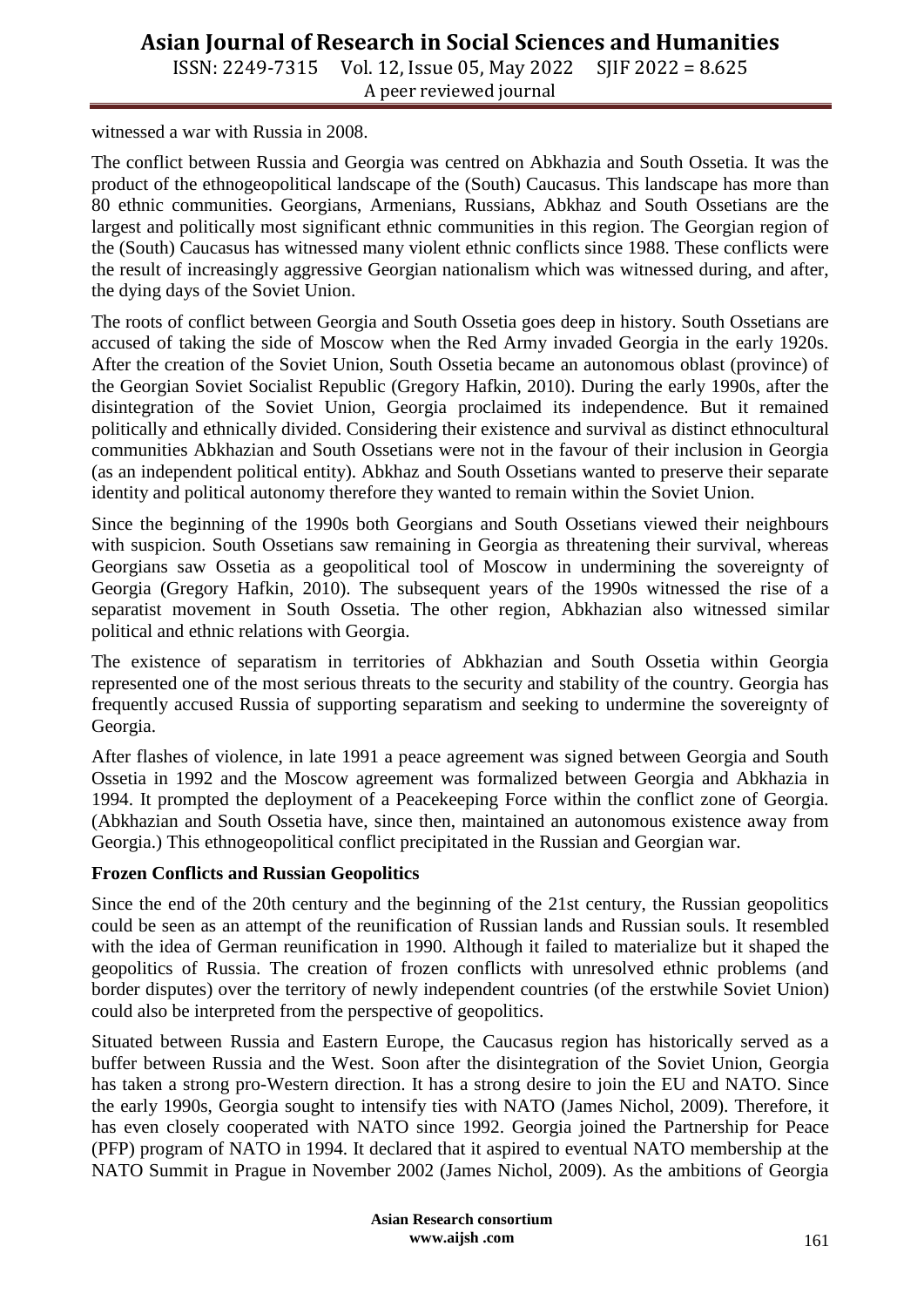witnessed a war with Russia in 2008.

The conflict between Russia and Georgia was centred on Abkhazia and South Ossetia. It was the product of the ethnogeopolitical landscape of the (South) Caucasus. This landscape has more than 80 ethnic communities. Georgians, Armenians, Russians, Abkhaz and South Ossetians are the largest and politically most significant ethnic communities in this region. The Georgian region of the (South) Caucasus has witnessed many violent ethnic conflicts since 1988. These conflicts were the result of increasingly aggressive Georgian nationalism which was witnessed during, and after, the dying days of the Soviet Union.

The roots of conflict between Georgia and South Ossetia goes deep in history. South Ossetians are accused of taking the side of Moscow when the Red Army invaded Georgia in the early 1920s. After the creation of the Soviet Union, South Ossetia became an autonomous oblast (province) of the Georgian Soviet Socialist Republic (Gregory Hafkin, 2010). During the early 1990s, after the disintegration of the Soviet Union, Georgia proclaimed its independence. But it remained politically and ethnically divided. Considering their existence and survival as distinct ethnocultural communities Abkhazian and South Ossetians were not in the favour of their inclusion in Georgia (as an independent political entity). Abkhaz and South Ossetians wanted to preserve their separate identity and political autonomy therefore they wanted to remain within the Soviet Union.

Since the beginning of the 1990s both Georgians and South Ossetians viewed their neighbours with suspicion. South Ossetians saw remaining in Georgia as threatening their survival, whereas Georgians saw Ossetia as a geopolitical tool of Moscow in undermining the sovereignty of Georgia (Gregory Hafkin, 2010). The subsequent years of the 1990s witnessed the rise of a separatist movement in South Ossetia. The other region, Abkhazian also witnessed similar political and ethnic relations with Georgia.

The existence of separatism in territories of Abkhazian and South Ossetia within Georgia represented one of the most serious threats to the security and stability of the country. Georgia has frequently accused Russia of supporting separatism and seeking to undermine the sovereignty of Georgia.

After flashes of violence, in late 1991 a peace agreement was signed between Georgia and South Ossetia in 1992 and the Moscow agreement was formalized between Georgia and Abkhazia in 1994. It prompted the deployment of a Peacekeeping Force within the conflict zone of Georgia. (Abkhazian and South Ossetia have, since then, maintained an autonomous existence away from Georgia.) This ethnogeopolitical conflict precipitated in the Russian and Georgian war.

**Frozen Conflicts and Russian Geopolitics**

Since the end of the 20th century and the beginning of the 21st century, the Russian geopolitics could be seen as an attempt of the reunification of Russian lands and Russian souls. It resembled with the idea of German reunification in 1990. Although it failed to materialize but it shaped the geopolitics of Russia. The creation of frozen conflicts with unresolved ethnic problems (and border disputes) over the territory of newly independent countries (of the erstwhile Soviet Union) could also be interpreted from the perspective of geopolitics.

Situated between Russia and Eastern Europe, the Caucasus region has historically served as a buffer between Russia and the West. Soon after the disintegration of the Soviet Union, Georgia has taken a strong pro-Western direction. It has a strong desire to join the EU and NATO. Since the early 1990s, Georgia sought to intensify ties with NATO (James Nichol, 2009). Therefore, it has even closely cooperated with NATO since 1992. Georgia joined the Partnership for Peace (PFP) program of NATO in 1994. It declared that it aspired to eventual NATO membership at the NATO Summit in Prague in November 2002 (James Nichol, 2009). As the ambitions of Georgia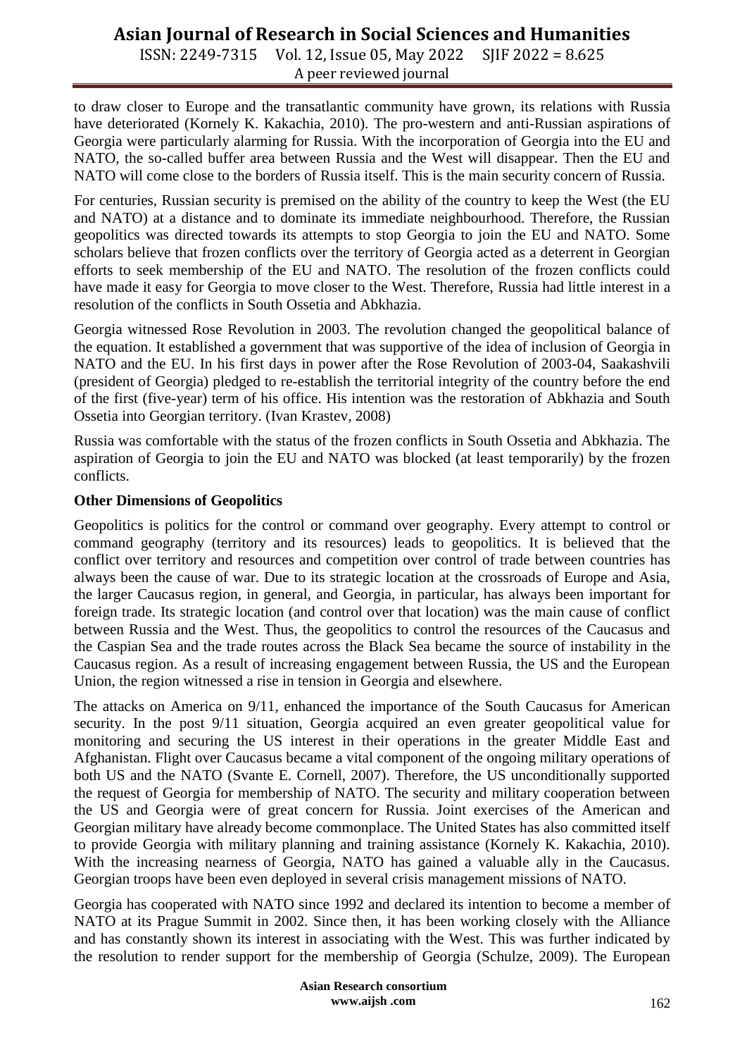to draw closer to Europe and the transatlantic community have grown, its relations with Russia have deteriorated (Kornely K. Kakachia, 2010). The pro-western and anti-Russian aspirations of Georgia were particularly alarming for Russia. With the incorporation of Georgia into the EU and NATO, the so-called buffer area between Russia and the West will disappear. Then the EU and NATO will come close to the borders of Russia itself. This is the main security concern of Russia.

For centuries, Russian security is premised on the ability of the country to keep the West (the EU and NATO) at a distance and to dominate its immediate neighbourhood. Therefore, the Russian geopolitics was directed towards its attempts to stop Georgia to join the EU and NATO. Some scholars believe that frozen conflicts over the territory of Georgia acted as a deterrent in Georgian efforts to seek membership of the EU and NATO. The resolution of the frozen conflicts could have made it easy for Georgia to move closer to the West. Therefore, Russia had little interest in a resolution of the conflicts in South Ossetia and Abkhazia.

Georgia witnessed Rose Revolution in 2003. The revolution changed the geopolitical balance of the equation. It established a government that was supportive of the idea of inclusion of Georgia in NATO and the EU. In his first days in power after the Rose Revolution of 2003-04, Saakashvili (president of Georgia) pledged to re-establish the territorial integrity of the country before the end of the first (five-year) term of his office. His intention was the restoration of Abkhazia and South Ossetia into Georgian territory. (Ivan Krastev, 2008)

Russia was comfortable with the status of the frozen conflicts in South Ossetia and Abkhazia. The aspiration of Georgia to join the EU and NATO was blocked (at least temporarily) by the frozen conflicts.

**Other Dimensions of Geopolitics**

Geopolitics is politics for the control or command over geography. Every attempt to control or command geography (territory and its resources) leads to geopolitics. It is believed that the conflict over territory and resources and competition over control of trade between countries has always been the cause of war. Due to its strategic location at the crossroads of Europe and Asia, the larger Caucasus region, in general, and Georgia, in particular, has always been important for foreign trade. Its strategic location (and control over that location) was the main cause of conflict between Russia and the West. Thus, the geopolitics to control the resources of the Caucasus and the Caspian Sea and the trade routes across the Black Sea became the source of instability in the Caucasus region. As a result of increasing engagement between Russia, the US and the European Union, the region witnessed a rise in tension in Georgia and elsewhere.

The attacks on America on 9/11, enhanced the importance of the South Caucasus for American security. In the post 9/11 situation, Georgia acquired an even greater geopolitical value for monitoring and securing the US interest in their operations in the greater Middle East and Afghanistan. Flight over Caucasus became a vital component of the ongoing military operations of both US and the NATO (Svante E. Cornell, 2007). Therefore, the US unconditionally supported the request of Georgia for membership of NATO. The security and military cooperation between the US and Georgia were of great concern for Russia. Joint exercises of the American and Georgian military have already become commonplace. The United States has also committed itself to provide Georgia with military planning and training assistance (Kornely K. Kakachia, 2010). With the increasing nearness of Georgia, NATO has gained a valuable ally in the Caucasus. Georgian troops have been even deployed in several crisis management missions of NATO.

Georgia has cooperated with NATO since 1992 and declared its intention to become a member of NATO at its Prague Summit in 2002. Since then, it has been working closely with the Alliance and has constantly shown its interest in associating with the West. This was further indicated by the resolution to render support for the membership of Georgia (Schulze, 2009). The European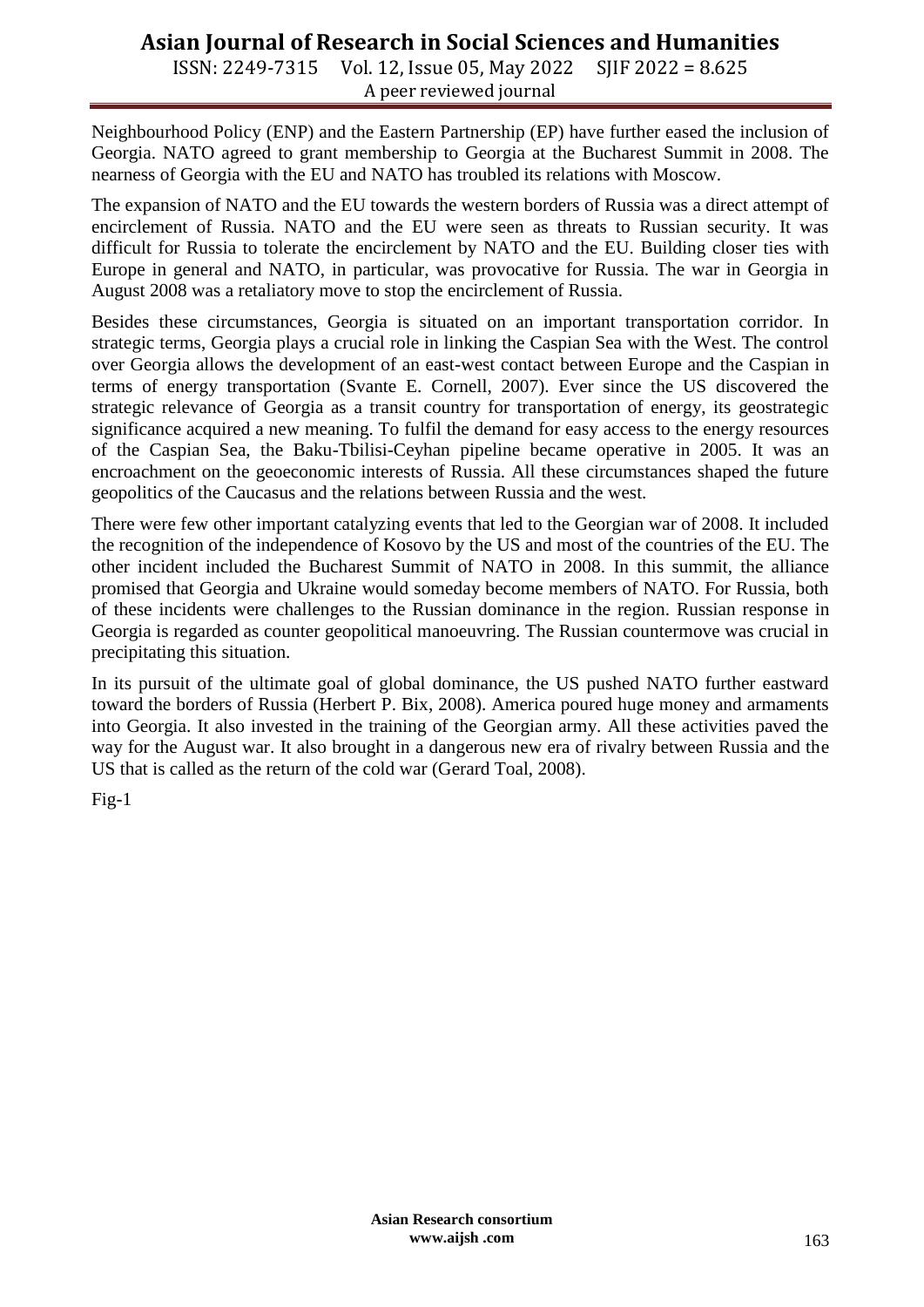Neighbourhood Policy (ENP) and the Eastern Partnership (EP) have further eased the inclusion of Georgia. NATO agreed to grant membership to Georgia at the Bucharest Summit in 2008. The nearness of Georgia with the EU and NATO has troubled its relations with Moscow.

The expansion of NATO and the EU towards the western borders of Russia was a direct attempt of encirclement of Russia. NATO and the EU were seen as threats to Russian security. It was difficult for Russia to tolerate the encirclement by NATO and the EU. Building closer ties with Europe in general and NATO, in particular, was provocative for Russia. The war in Georgia in August 2008 was a retaliatory move to stop the encirclement of Russia.

Besides these circumstances, Georgia is situated on an important transportation corridor. In strategic terms, Georgia plays a crucial role in linking the Caspian Sea with the West. The control over Georgia allows the development of an east-west contact between Europe and the Caspian in terms of energy transportation (Svante E. Cornell, 2007). Ever since the US discovered the strategic relevance of Georgia as a transit country for transportation of energy, its geostrategic significance acquired a new meaning. To fulfil the demand for easy access to the energy resources of the Caspian Sea, the Baku-Tbilisi-Ceyhan pipeline became operative in 2005. It was an encroachment on the geoeconomic interests of Russia. All these circumstances shaped the future geopolitics of the Caucasus and the relations between Russia and the west.

There were few other important catalyzing events that led to the Georgian war of 2008. It included the recognition of the independence of Kosovo by the US and most of the countries of the EU. The other incident included the Bucharest Summit of NATO in 2008. In this summit, the alliance promised that Georgia and Ukraine would someday become members of NATO. For Russia, both of these incidents were challenges to the Russian dominance in the region. Russian response in Georgia is regarded as counter geopolitical manoeuvring. The Russian countermove was crucial in precipitating this situation.

In its pursuit of the ultimate goal of global dominance, the US pushed NATO further eastward toward the borders of Russia (Herbert P. Bix, 2008). America poured huge money and armaments into Georgia. It also invested in the training of the Georgian army. All these activities paved the way for the August war. It also brought in a dangerous new era of rivalry between Russia and the US that is called as the return of the cold war (Gerard Toal, 2008).

Fig-1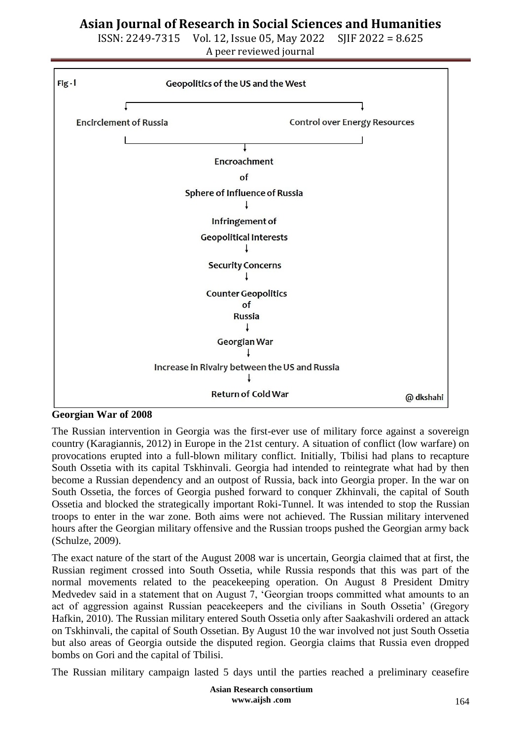Fig - I

Geopolitics of the US and the West

Encirclement of Russia | Control over Energy Resources

↓

Encroachment of Sphere of Influence of Russia

↓

Infringement of Geopolitical Interests

↓

Security Concerns

↓

Counter Geopolitics of Russia

↓

Georgian War

↓

Increase in Rivalry between the US and Russia

↓

Return of Cold War

@ dkshahi

**Georgian War of 2008**

The Russian intervention in Georgia was the first-ever use of military force against a sovereign country (Karagiannis, 2012) in Europe in the 21st century. A situation of conflict (low warfare) on provocations erupted into a full-blown military conflict. Initially, Tbilisi had plans to recapture South Ossetia with its capital Tskhinvali. Georgia had intended to reintegrate what had by then become a Russian dependency and an outpost of Russia, back into Georgia proper. In the war on South Ossetia, the forces of Georgia pushed forward to conquer Zkhinvali, the capital of South Ossetia and blocked the strategically important Roki-Tunnel. It was intended to stop the Russian troops to enter in the war zone. Both aims were not achieved. The Russian military intervened hours after the Georgian military offensive and the Russian troops pushed the Georgian army back (Schulze, 2009).

The exact nature of the start of the August 2008 war is uncertain, Georgia claimed that at first, the Russian regiment crossed into South Ossetia, while Russia responds that this was part of the normal movements related to the peacekeeping operation. On August 8 President Dmitry Medvedev said in a statement that on August 7, 'Georgian troops committed what amounts to an act of aggression against Russian peacekeepers and the civilians in South Ossetia' (Gregory Hafkin, 2010). The Russian military entered South Ossetia only after Saakashvili ordered an attack on Tskhinvali, the capital of South Ossetian. By August 10 the war involved not just South Ossetia but also areas of Georgia outside the disputed region. Georgia claims that Russia even dropped bombs on Gori and the capital of Tbilisi.

The Russian military campaign lasted 5 days until the parties reached a preliminary ceasefire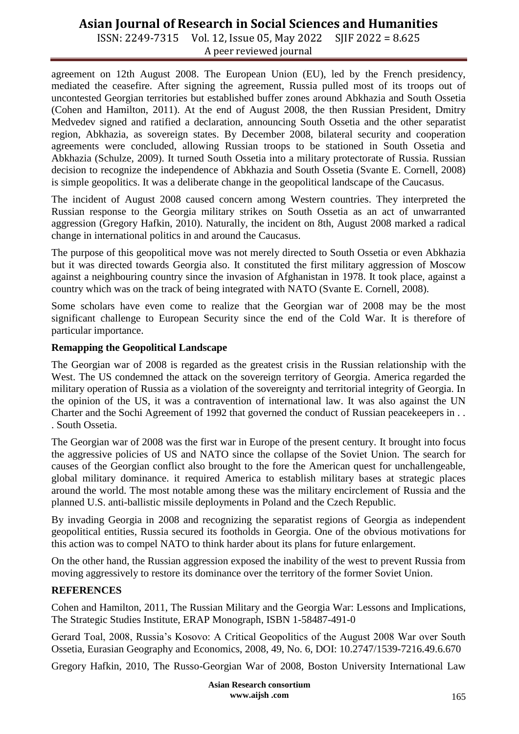agreement on 12th August 2008. The European Union (EU), led by the French presidency, mediated the ceasefire. After signing the agreement, Russia pulled most of its troops out of uncontested Georgian territories but established buffer zones around Abkhazia and South Ossetia (Cohen and Hamilton, 2011). At the end of August 2008, the then Russian President, Dmitry Medvedev signed and ratified a declaration, announcing South Ossetia and the other separatist region, Abkhazia, as sovereign states. By December 2008, bilateral security and cooperation agreements were concluded, allowing Russian troops to be stationed in South Ossetia and Abkhazia (Schulze, 2009). It turned South Ossetia into a military protectorate of Russia. Russian decision to recognize the independence of Abkhazia and South Ossetia (Svante E. Cornell, 2008) is simple geopolitics. It was a deliberate change in the geopolitical landscape of the Caucasus.

The incident of August 2008 caused concern among Western countries. They interpreted the Russian response to the Georgia military strikes on South Ossetia as an act of unwarranted aggression (Gregory Hafkin, 2010). Naturally, the incident on 8th, August 2008 marked a radical change in international politics in and around the Caucasus.

The purpose of this geopolitical move was not merely directed to South Ossetia or even Abkhazia but it was directed towards Georgia also. It constituted the first military aggression of Moscow against a neighbouring country since the invasion of Afghanistan in 1978. It took place, against a country which was on the track of being integrated with NATO (Svante E. Cornell, 2008).

Some scholars have even come to realize that the Georgian war of 2008 may be the most significant challenge to European Security since the end of the Cold War. It is therefore of particular importance.

**Remapping the Geopolitical Landscape**

The Georgian war of 2008 is regarded as the greatest crisis in the Russian relationship with the West. The US condemned the attack on the sovereign territory of Georgia. America regarded the military operation of Russia as a violation of the sovereignty and territorial integrity of Georgia. In the opinion of the US, it was a contravention of international law. It was also against the UN Charter and the Sochi Agreement of 1992 that governed the conduct of Russian peacekeepers in . . . South Ossetia.

The Georgian war of 2008 was the first war in Europe of the present century. It brought into focus the aggressive policies of US and NATO since the collapse of the Soviet Union. The search for causes of the Georgian conflict also brought to the fore the American quest for unchallengeable, global military dominance. it required America to establish military bases at strategic places around the world. The most notable among these was the military encirclement of Russia and the planned U.S. anti-ballistic missile deployments in Poland and the Czech Republic.

By invading Georgia in 2008 and recognizing the separatist regions of Georgia as independent geopolitical entities, Russia secured its footholds in Georgia. One of the obvious motivations for this action was to compel NATO to think harder about its plans for future enlargement.

On the other hand, the Russian aggression exposed the inability of the west to prevent Russia from moving aggressively to restore its dominance over the territory of the former Soviet Union.

**REFERENCES**

Cohen and Hamilton, 2011, The Russian Military and the Georgia War: Lessons and Implications, The Strategic Studies Institute, ERAP Monograph, ISBN 1-58487-491-0

Gerard Toal, 2008, Russia's Kosovo: A Critical Geopolitics of the August 2008 War over South Ossetia, Eurasian Geography and Economics, 2008, 49, No. 6, DOI: 10.2747/1539-7216.49.6.670

Gregory Hafkin, 2010, The Russo-Georgian War of 2008, Boston University International Law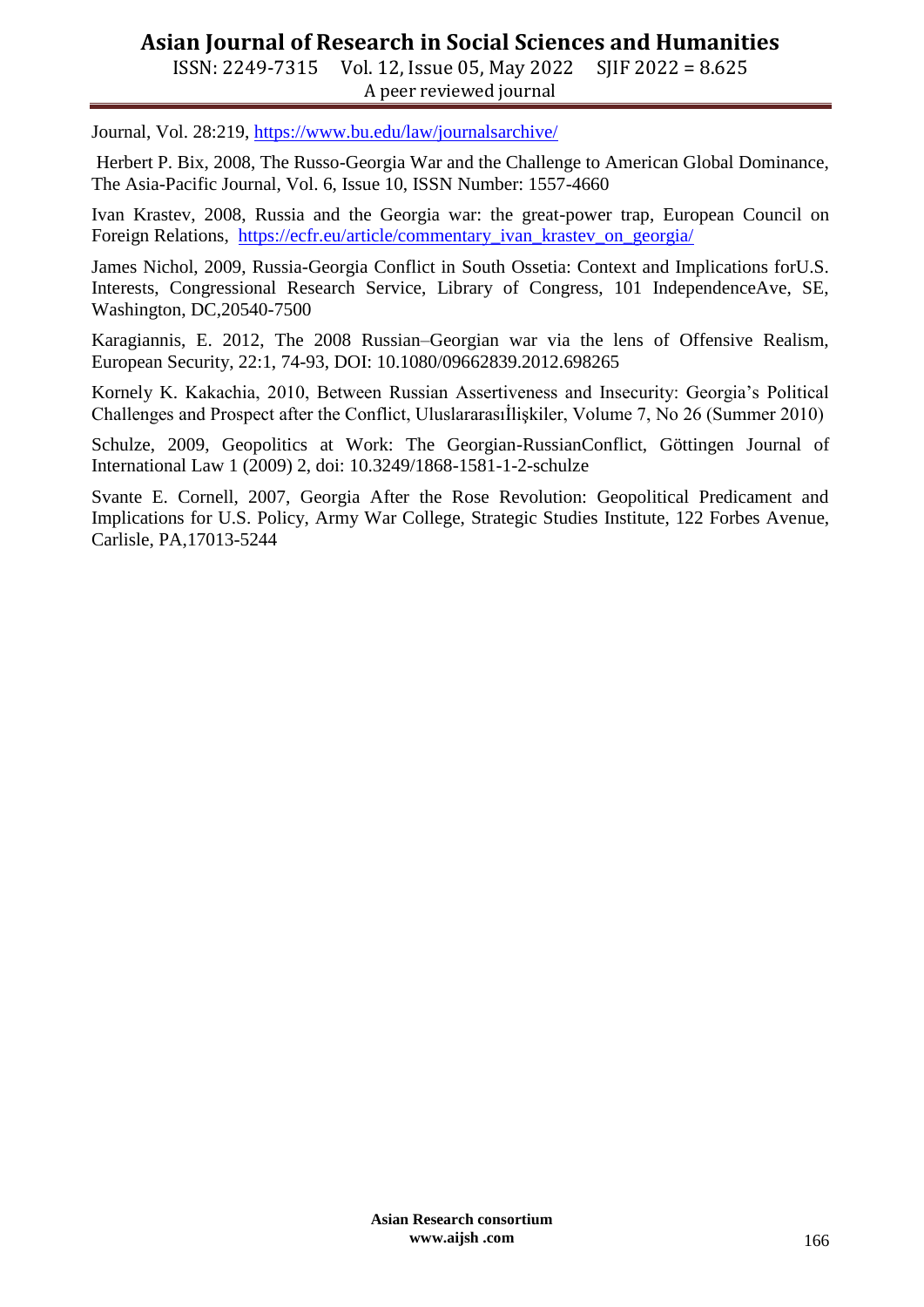Journal, Vol. 28:219, https://www.bu.edu/law/journalsarchive/

Herbert P. Bix, 2008, The Russo-Georgia War and the Challenge to American Global Dominance, The Asia-Pacific Journal, Vol. 6, Issue 10, ISSN Number: 1557-4660

Ivan Krastev, 2008, Russia and the Georgia war: the great-power trap, European Council on Foreign Relations, https://ecfr.eu/article/commentary_ivan_krastev_on_georgia/

James Nichol, 2009, Russia-Georgia Conflict in South Ossetia: Context and Implications forU.S. Interests, Congressional Research Service, Library of Congress, 101 IndependenceAve, SE, Washington, DC,20540-7500

Karagiannis, E. 2012, The 2008 Russian–Georgian war via the lens of Offensive Realism, European Security, 22:1, 74-93, DOI: 10.1080/09662839.2012.698265

Kornely K. Kakachia, 2010, Between Russian Assertiveness and Insecurity: Georgia's Political Challenges and Prospect after the Conflict, Uluslararasıİlişkiler, Volume 7, No 26 (Summer 2010)

Schulze, 2009, Geopolitics at Work: The Georgian-RussianConflict, Göttingen Journal of International Law 1 (2009) 2, doi: 10.3249/1868-1581-1-2-schulze

Svante E. Cornell, 2007, Georgia After the Rose Revolution: Geopolitical Predicament and Implications for U.S. Policy, Army War College, Strategic Studies Institute, 122 Forbes Avenue, Carlisle, PA,17013-5244